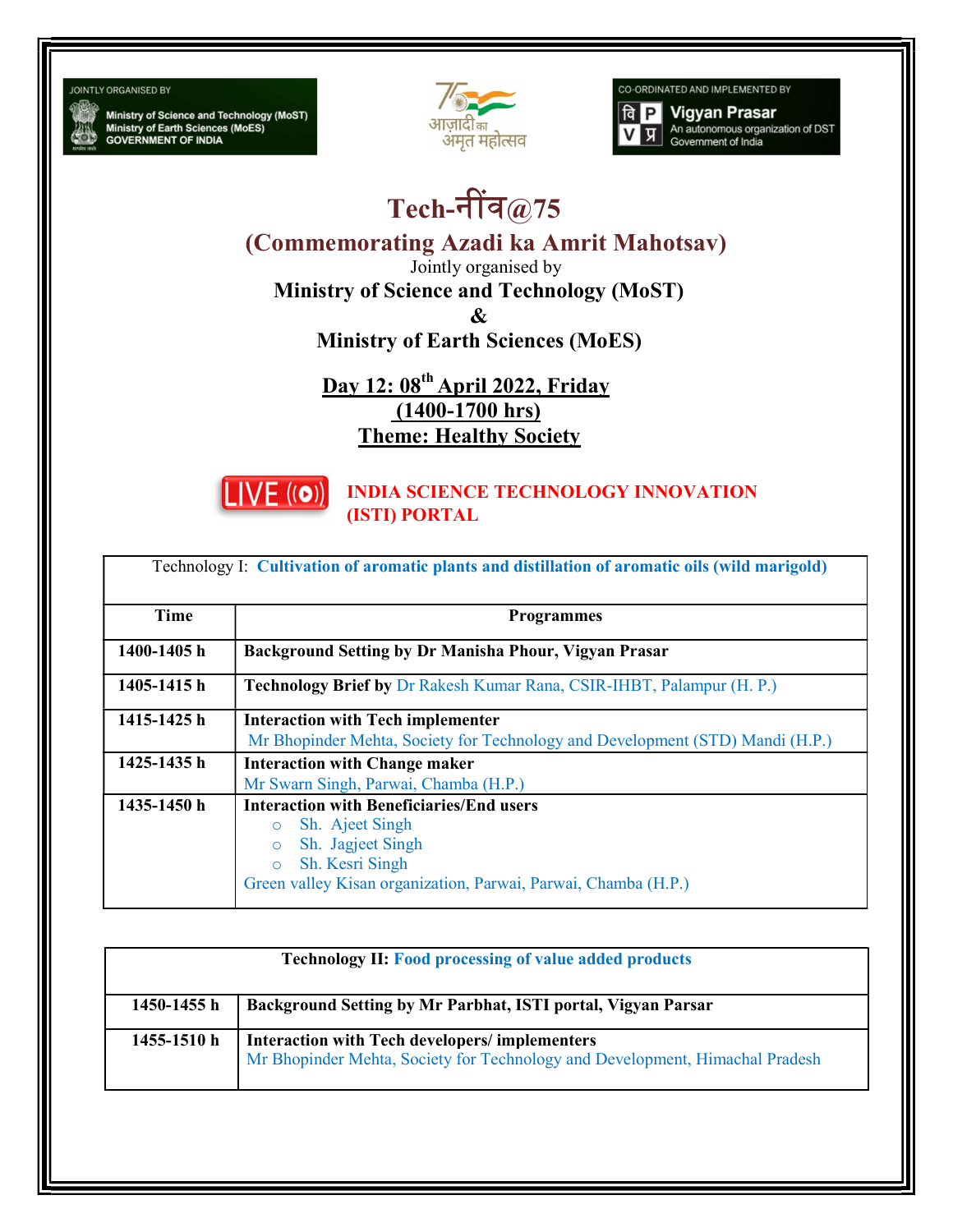JOINTLY ORGANISED BY
Ministry of Science and Technology (MoST)
Ministry of Earth Sciences (MoES)
GOVERNMENT OF INDIA

आज़ादी का अमृत महोत्सव

CO-ORDINATED AND IMPLEMENTED BY
Vigyan Prasar
An autonomous organization of DST
Government of India

# Tech-नींव@75

## (Commemorating Azadi ka Amrit Mahotsav)

Jointly organised by

**Ministry of Science and Technology (MoST)**

**&**

**Ministry of Earth Sciences (MoES)**

**Day 12: 08th April 2022, Friday**

**(1400-1700 hrs)**

**Theme: Healthy Society**

LIVE **INDIA SCIENCE TECHNOLOGY INNOVATION (ISTI) PORTAL**

| Technology I: **Cultivation of aromatic plants and distillation of aromatic oils (wild marigold)** | |
|---|---|
| **Time** | **Programmes** |
| **1400-1405 h** | **Background Setting by Dr Manisha Phour, Vigyan Prasar** |
| **1405-1415 h** | **Technology Brief by** Dr Rakesh Kumar Rana, CSIR-IHBT, Palampur (H. P.) |
| **1415-1425 h** | **Interaction with Tech implementer** <br> Mr Bhopinder Mehta, Society for Technology and Development (STD) Mandi (H.P.) |
| **1425-1435 h** | **Interaction with Change maker** <br> Mr Swarn Singh, Parwai, Chamba (H.P.) |
| **1435-1450 h** | **Interaction with Beneficiaries/End users** <br> ○ Sh. Ajeet Singh <br> ○ Sh. Jagjeet Singh <br> ○ Sh. Kesri Singh <br> Green valley Kisan organization, Parwai, Parwai, Chamba (H.P.) |

| **Technology II: Food processing of value added products** | |
|---|---|
| **1450-1455 h** | **Background Setting by Mr Parbhat, ISTI portal, Vigyan Parsar** |
| **1455-1510 h** | **Interaction with Tech developers/ implementers** <br> Mr Bhopinder Mehta, Society for Technology and Development, Himachal Pradesh |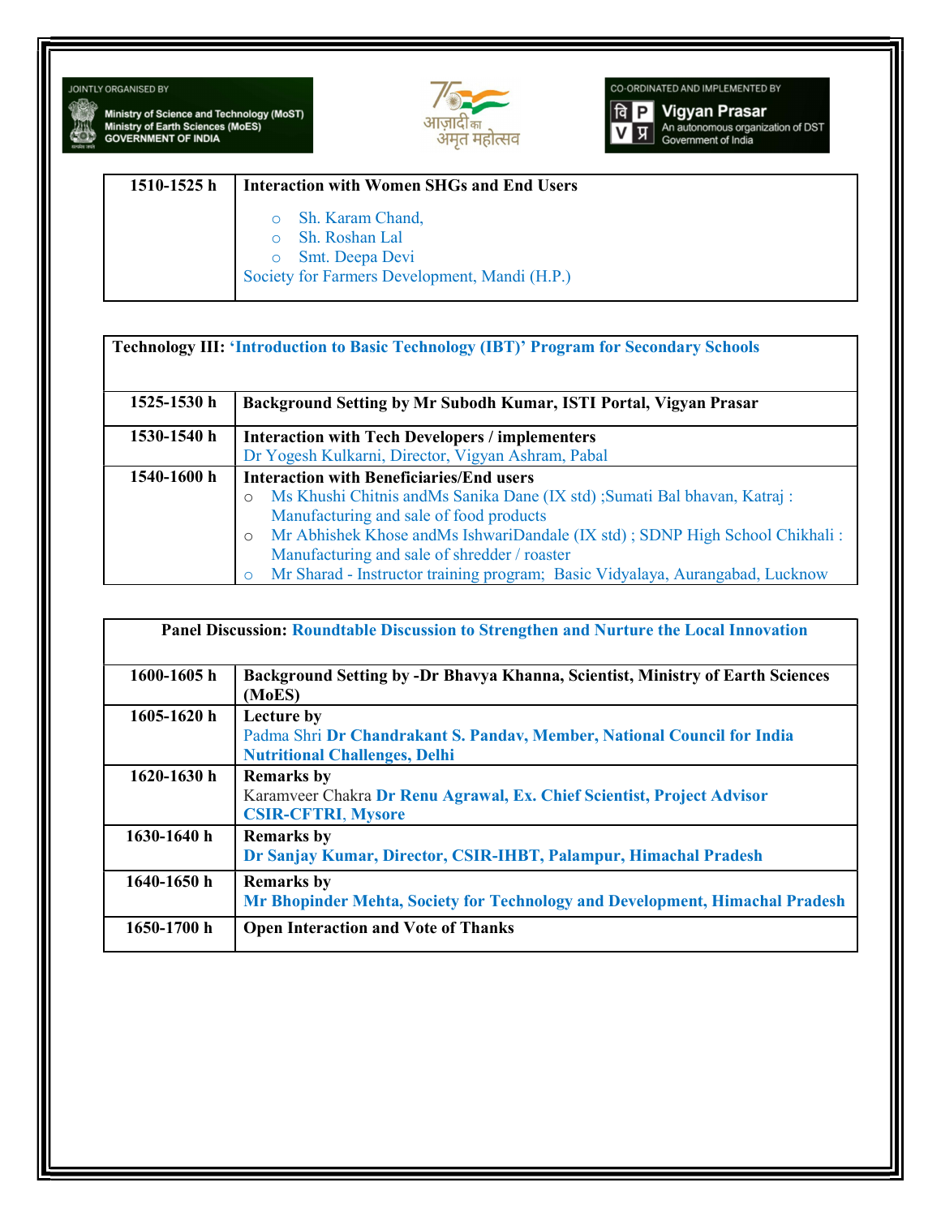JOINTLY ORGANISED BY

Ministry of Science and Technology (MoST)
Ministry of Earth Sciences (MoES)
GOVERNMENT OF INDIA

आज़ादी का अमृत महोत्सव

CO-ORDINATED AND IMPLEMENTED BY

Vigyan Prasar
An autonomous organization of DST
Government of India

| | |
|---|---|
| **1510-1525 h** | **Interaction with Women SHGs and End Users**<br>○ Sh. Karam Chand,<br>○ Sh. Roshan Lal<br>○ Smt. Deepa Devi<br>Society for Farmers Development, Mandi (H.P.) |

| | |
|---|---|
| **Technology III: 'Introduction to Basic Technology (IBT)' Program for Secondary Schools** | |
| **1525-1530 h** | **Background Setting by Mr Subodh Kumar, ISTI Portal, Vigyan Prasar** |
| **1530-1540 h** | **Interaction with Tech Developers / implementers**<br>Dr Yogesh Kulkarni, Director, Vigyan Ashram, Pabal |
| **1540-1600 h** | **Interaction with Beneficiaries/End users**<br>○ Ms Khushi Chitnis andMs Sanika Dane (IX std) ;Sumati Bal bhavan, Katraj : Manufacturing and sale of food products<br>○ Mr Abhishek Khose andMs IshwariDandale (IX std) ; SDNP High School Chikhali : Manufacturing and sale of shredder / roaster<br>○ Mr Sharad - Instructor training program; Basic Vidyalaya, Aurangabad, Lucknow |

| | |
|---|---|
| **Panel Discussion: Roundtable Discussion to Strengthen and Nurture the Local Innovation** | |
| **1600-1605 h** | **Background Setting by -Dr Bhavya Khanna, Scientist, Ministry of Earth Sciences (MoES)** |
| **1605-1620 h** | **Lecture by**<br>Padma Shri **Dr Chandrakant S. Pandav, Member, National Council for India Nutritional Challenges, Delhi** |
| **1620-1630 h** | **Remarks by**<br>Karamveer Chakra **Dr Renu Agrawal, Ex. Chief Scientist, Project Advisor CSIR-CFTRI, Mysore** |
| **1630-1640 h** | **Remarks by**<br>**Dr Sanjay Kumar, Director, CSIR-IHBT, Palampur, Himachal Pradesh** |
| **1640-1650 h** | **Remarks by**<br>**Mr Bhopinder Mehta, Society for Technology and Development, Himachal Pradesh** |
| **1650-1700 h** | **Open Interaction and Vote of Thanks** |